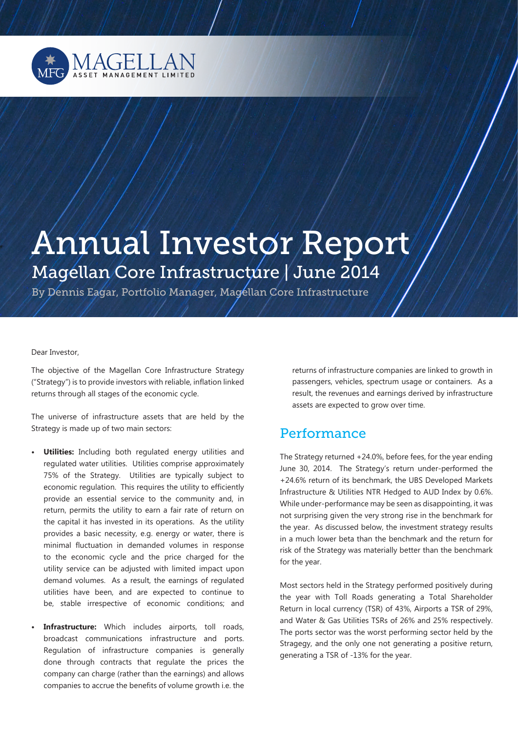MAGELLAN ASSET MANAGEMENT LIMITED

# Annual Investor Report

## Magellan Core Infrastructure | June 2014

By Dennis Eagar, Portfolio Manager, Magellan Core Infrastructure

Dear Investor,

The objective of the Magellan Core Infrastructure Strategy ("Strategy") is to provide investors with reliable, inflation linked returns through all stages of the economic cycle.

The universe of infrastructure assets that are held by the Strategy is made up of two main sectors:

- **Utilities:** Including both regulated energy utilities and regulated water utilities. Utilities comprise approximately 75% of the Strategy. Utilities are typically subject to economic regulation. This requires the utility to efficiently provide an essential service to the community and, in return, permits the utility to earn a fair rate of return on the capital it has invested in its operations. As the utility provides a basic necessity, e.g. energy or water, there is minimal fluctuation in demanded volumes in response to the economic cycle and the price charged for the utility service can be adjusted with limited impact upon demand volumes. As a result, the earnings of regulated utilities have been, and are expected to continue to be, stable irrespective of economic conditions; and
- **Infrastructure:** Which includes airports, toll roads, broadcast communications infrastructure and ports. Regulation of infrastructure companies is generally done through contracts that regulate the prices the company can charge (rather than the earnings) and allows companies to accrue the benefits of volume growth i.e. the returns of infrastructure companies are linked to growth in passengers, vehicles, spectrum usage or containers. As a result, the revenues and earnings derived by infrastructure assets are expected to grow over time.

## Performance

The Strategy returned +24.0%, before fees, for the year ending June 30, 2014. The Strategy's return under-performed the +24.6% return of its benchmark, the UBS Developed Markets Infrastructure & Utilities NTR Hedged to AUD Index by 0.6%. While under-performance may be seen as disappointing, it was not surprising given the very strong rise in the benchmark for the year. As discussed below, the investment strategy results in a much lower beta than the benchmark and the return for risk of the Strategy was materially better than the benchmark for the year.

Most sectors held in the Strategy performed positively during the year with Toll Roads generating a Total Shareholder Return in local currency (TSR) of 43%, Airports a TSR of 29%, and Water & Gas Utilities TSRs of 26% and 25% respectively. The ports sector was the worst performing sector held by the Stragegy, and the only one not generating a positive return, generating a TSR of -13% for the year.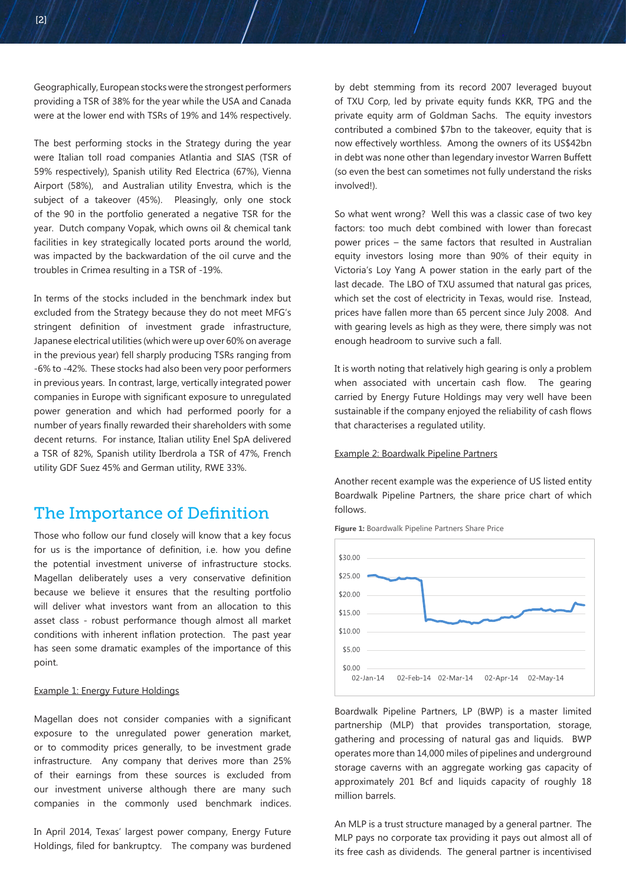Geographically, European stocks were the strongest performers providing a TSR of 38% for the year while the USA and Canada were at the lower end with TSRs of 19% and 14% respectively.

The best performing stocks in the Strategy during the year were Italian toll road companies Atlantia and SIAS (TSR of 59% respectively), Spanish utility Red Electrica (67%), Vienna Airport (58%), and Australian utility Envestra, which is the subject of a takeover (45%). Pleasingly, only one stock of the 90 in the portfolio generated a negative TSR for the year. Dutch company Vopak, which owns oil & chemical tank facilities in key strategically located ports around the world, was impacted by the backwardation of the oil curve and the troubles in Crimea resulting in a TSR of -19%.

In terms of the stocks included in the benchmark index but excluded from the Strategy because they do not meet MFG's stringent definition of investment grade infrastructure, Japanese electrical utilities (which were up over 60% on average in the previous year) fell sharply producing TSRs ranging from -6% to -42%. These stocks had also been very poor performers in previous years. In contrast, large, vertically integrated power companies in Europe with significant exposure to unregulated power generation and which had performed poorly for a number of years finally rewarded their shareholders with some decent returns. For instance, Italian utility Enel SpA delivered a TSR of 82%, Spanish utility Iberdrola a TSR of 47%, French utility GDF Suez 45% and German utility, RWE 33%.

## The Importance of Definition

Those who follow our fund closely will know that a key focus for us is the importance of definition, i.e. how you define the potential investment universe of infrastructure stocks. Magellan deliberately uses a very conservative definition because we believe it ensures that the resulting portfolio will deliver what investors want from an allocation to this asset class - robust performance though almost all market conditions with inherent inflation protection. The past year has seen some dramatic examples of the importance of this point.

Example 1: Energy Future Holdings

Magellan does not consider companies with a significant exposure to the unregulated power generation market, or to commodity prices generally, to be investment grade infrastructure. Any company that derives more than 25% of their earnings from these sources is excluded from our investment universe although there are many such companies in the commonly used benchmark indices.

In April 2014, Texas' largest power company, Energy Future Holdings, filed for bankruptcy. The company was burdened by debt stemming from its record 2007 leveraged buyout of TXU Corp, led by private equity funds KKR, TPG and the private equity arm of Goldman Sachs. The equity investors contributed a combined $7bn to the takeover, equity that is now effectively worthless. Among the owners of its US$42bn in debt was none other than legendary investor Warren Buffett (so even the best can sometimes not fully understand the risks involved!).

So what went wrong? Well this was a classic case of two key factors: too much debt combined with lower than forecast power prices – the same factors that resulted in Australian equity investors losing more than 90% of their equity in Victoria's Loy Yang A power station in the early part of the last decade. The LBO of TXU assumed that natural gas prices, which set the cost of electricity in Texas, would rise. Instead, prices have fallen more than 65 percent since July 2008. And with gearing levels as high as they were, there simply was not enough headroom to survive such a fall.

It is worth noting that relatively high gearing is only a problem when associated with uncertain cash flow. The gearing carried by Energy Future Holdings may very well have been sustainable if the company enjoyed the reliability of cash flows that characterises a regulated utility.

Example 2: Boardwalk Pipeline Partners

Another recent example was the experience of US listed entity Boardwalk Pipeline Partners, the share price chart of which follows.

**Figure 1:** Boardwalk Pipeline Partners Share Price

Boardwalk Pipeline Partners, LP (BWP) is a master limited partnership (MLP) that provides transportation, storage, gathering and processing of natural gas and liquids. BWP operates more than 14,000 miles of pipelines and underground storage caverns with an aggregate working gas capacity of approximately 201 Bcf and liquids capacity of roughly 18 million barrels.

An MLP is a trust structure managed by a general partner. The MLP pays no corporate tax providing it pays out almost all of its free cash as dividends. The general partner is incentivised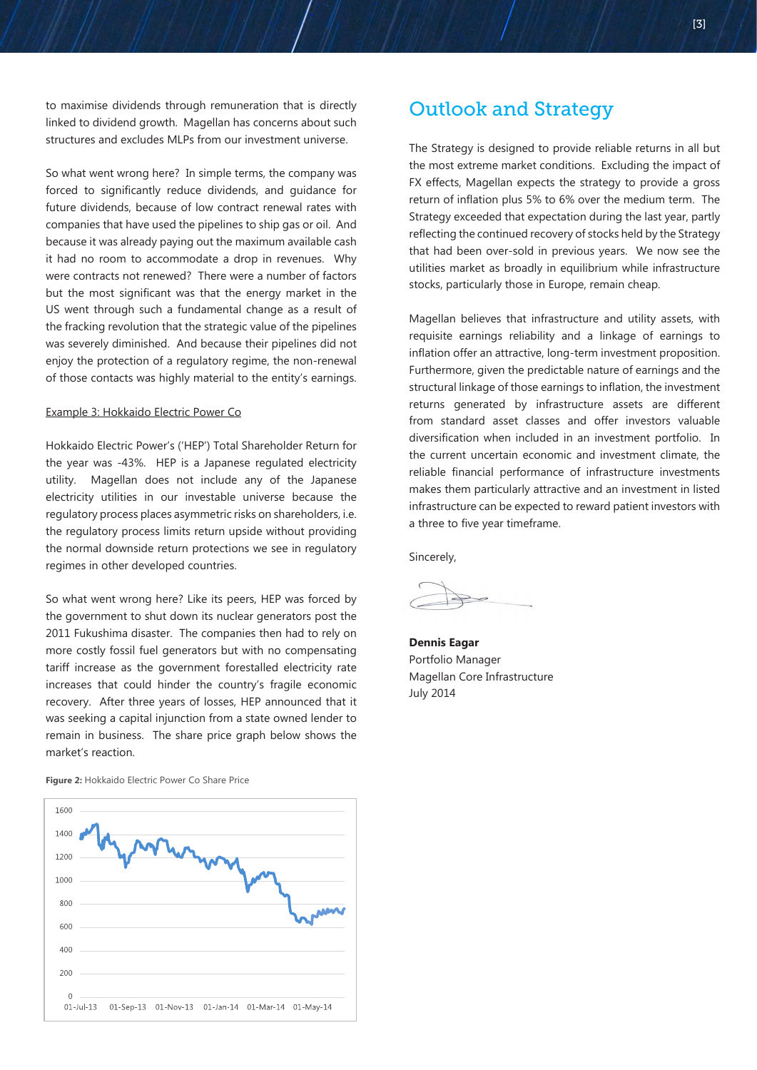to maximise dividends through remuneration that is directly linked to dividend growth. Magellan has concerns about such structures and excludes MLPs from our investment universe.

So what went wrong here? In simple terms, the company was forced to significantly reduce dividends, and guidance for future dividends, because of low contract renewal rates with companies that have used the pipelines to ship gas or oil. And because it was already paying out the maximum available cash it had no room to accommodate a drop in revenues. Why were contracts not renewed? There were a number of factors but the most significant was that the energy market in the US went through such a fundamental change as a result of the fracking revolution that the strategic value of the pipelines was severely diminished. And because their pipelines did not enjoy the protection of a regulatory regime, the non-renewal of those contacts was highly material to the entity's earnings.

Example 3: Hokkaido Electric Power Co

Hokkaido Electric Power's ('HEP') Total Shareholder Return for the year was -43%. HEP is a Japanese regulated electricity utility. Magellan does not include any of the Japanese electricity utilities in our investable universe because the regulatory process places asymmetric risks on shareholders, i.e. the regulatory process limits return upside without providing the normal downside return protections we see in regulatory regimes in other developed countries.

So what went wrong here? Like its peers, HEP was forced by the government to shut down its nuclear generators post the 2011 Fukushima disaster. The companies then had to rely on more costly fossil fuel generators but with no compensating tariff increase as the government forestalled electricity rate increases that could hinder the country's fragile economic recovery. After three years of losses, HEP announced that it was seeking a capital injunction from a state owned lender to remain in business. The share price graph below shows the market's reaction.

**Figure 2:** Hokkaido Electric Power Co Share Price

## Outlook and Strategy

The Strategy is designed to provide reliable returns in all but the most extreme market conditions. Excluding the impact of FX effects, Magellan expects the strategy to provide a gross return of inflation plus 5% to 6% over the medium term. The Strategy exceeded that expectation during the last year, partly reflecting the continued recovery of stocks held by the Strategy that had been over-sold in previous years. We now see the utilities market as broadly in equilibrium while infrastructure stocks, particularly those in Europe, remain cheap.

Magellan believes that infrastructure and utility assets, with requisite earnings reliability and a linkage of earnings to inflation offer an attractive, long-term investment proposition. Furthermore, given the predictable nature of earnings and the structural linkage of those earnings to inflation, the investment returns generated by infrastructure assets are different from standard asset classes and offer investors valuable diversification when included in an investment portfolio. In the current uncertain economic and investment climate, the reliable financial performance of infrastructure investments makes them particularly attractive and an investment in listed infrastructure can be expected to reward patient investors with a three to five year timeframe.

Sincerely,

**Dennis Eagar**
Portfolio Manager
Magellan Core Infrastructure
July 2014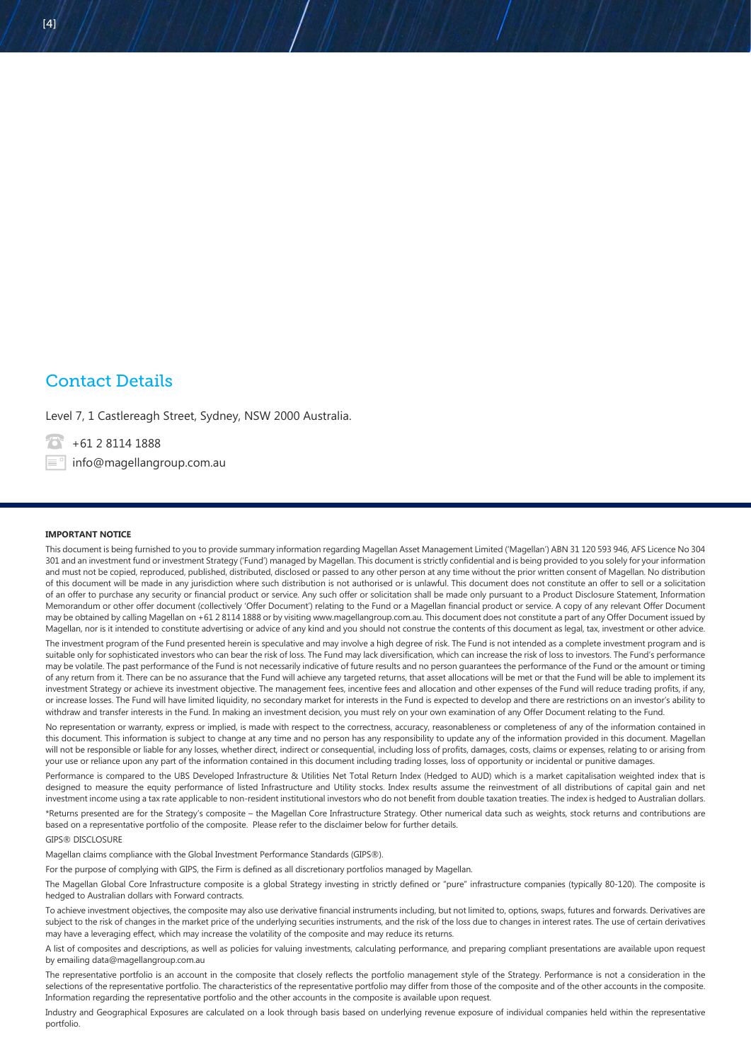## Contact Details

Level 7, 1 Castlereagh Street, Sydney, NSW 2000 Australia.

+61 2 8114 1888

info@magellangroup.com.au

**IMPORTANT NOTICE**

This document is being furnished to you to provide summary information regarding Magellan Asset Management Limited ('Magellan') ABN 31 120 593 946, AFS Licence No 304 301 and an investment fund or investment Strategy ('Fund') managed by Magellan. This document is strictly confidential and is being provided to you solely for your information and must not be copied, reproduced, published, distributed, disclosed or passed to any other person at any time without the prior written consent of Magellan. No distribution of this document will be made in any jurisdiction where such distribution is not authorised or is unlawful. This document does not constitute an offer to sell or a solicitation of an offer to purchase any security or financial product or service. Any such offer or solicitation shall be made only pursuant to a Product Disclosure Statement, Information Memorandum or other offer document (collectively 'Offer Document') relating to the Fund or a Magellan financial product or service. A copy of any relevant Offer Document may be obtained by calling Magellan on +61 2 8114 1888 or by visiting www.magellangroup.com.au. This document does not constitute a part of any Offer Document issued by Magellan, nor is it intended to constitute advertising or advice of any kind and you should not construe the contents of this document as legal, tax, investment or other advice.

The investment program of the Fund presented herein is speculative and may involve a high degree of risk. The Fund is not intended as a complete investment program and is suitable only for sophisticated investors who can bear the risk of loss. The Fund may lack diversification, which can increase the risk of loss to investors. The Fund's performance may be volatile. The past performance of the Fund is not necessarily indicative of future results and no person guarantees the performance of the Fund or the amount or timing of any return from it. There can be no assurance that the Fund will achieve any targeted returns, that asset allocations will be met or that the Fund will be able to implement its investment Strategy or achieve its investment objective. The management fees, incentive fees and allocation and other expenses of the Fund will reduce trading profits, if any, or increase losses. The Fund will have limited liquidity, no secondary market for interests in the Fund is expected to develop and there are restrictions on an investor's ability to withdraw and transfer interests in the Fund. In making an investment decision, you must rely on your own examination of any Offer Document relating to the Fund.

No representation or warranty, express or implied, is made with respect to the correctness, accuracy, reasonableness or completeness of any of the information contained in this document. This information is subject to change at any time and no person has any responsibility to update any of the information provided in this document. Magellan will not be responsible or liable for any losses, whether direct, indirect or consequential, including loss of profits, damages, costs, claims or expenses, relating to or arising from your use or reliance upon any part of the information contained in this document including trading losses, loss of opportunity or incidental or punitive damages.

Performance is compared to the UBS Developed Infrastructure & Utilities Net Total Return Index (Hedged to AUD) which is a market capitalisation weighted index that is designed to measure the equity performance of listed Infrastructure and Utility stocks. Index results assume the reinvestment of all distributions of capital gain and net investment income using a tax rate applicable to non-resident institutional investors who do not benefit from double taxation treaties. The index is hedged to Australian dollars.

*Returns presented are for the Strategy's composite – the Magellan Core Infrastructure Strategy. Other numerical data such as weights, stock returns and contributions are based on a representative portfolio of the composite. Please refer to the disclaimer below for further details.

GIPS® DISCLOSURE

Magellan claims compliance with the Global Investment Performance Standards (GIPS®).

For the purpose of complying with GIPS, the Firm is defined as all discretionary portfolios managed by Magellan.

The Magellan Global Core Infrastructure composite is a global Strategy investing in strictly defined or "pure" infrastructure companies (typically 80-120). The composite is hedged to Australian dollars with Forward contracts.

To achieve investment objectives, the composite may also use derivative financial instruments including, but not limited to, options, swaps, futures and forwards. Derivatives are subject to the risk of changes in the market price of the underlying securities instruments, and the risk of the loss due to changes in interest rates. The use of certain derivatives may have a leveraging effect, which may increase the volatility of the composite and may reduce its returns.

A list of composites and descriptions, as well as policies for valuing investments, calculating performance, and preparing compliant presentations are available upon request by emailing data@magellangroup.com.au

The representative portfolio is an account in the composite that closely reflects the portfolio management style of the Strategy. Performance is not a consideration in the selections of the representative portfolio. The characteristics of the representative portfolio may differ from those of the composite and of the other accounts in the composite. Information regarding the representative portfolio and the other accounts in the composite is available upon request.

Industry and Geographical Exposures are calculated on a look through basis based on underlying revenue exposure of individual companies held within the representative portfolio.